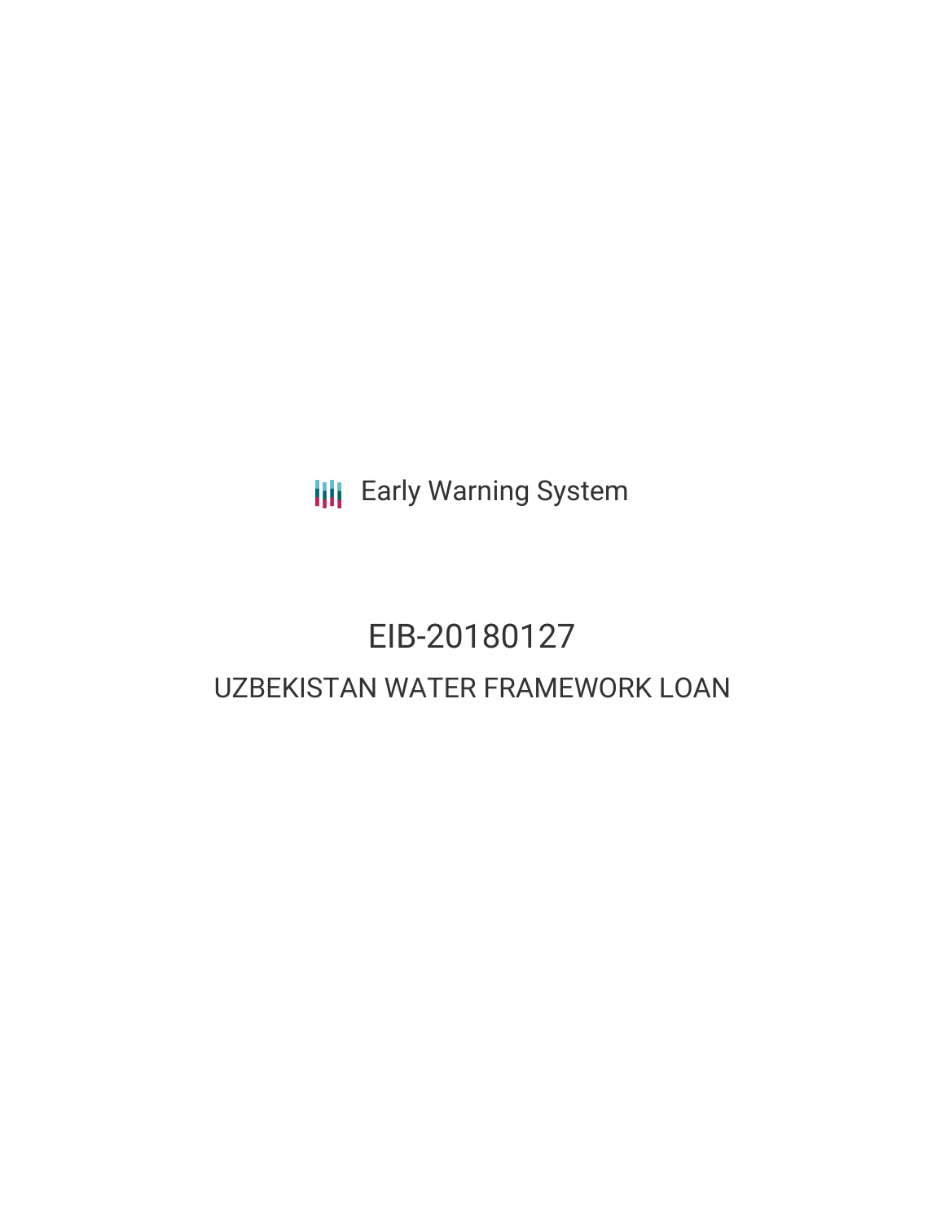Early Warning System

# EIB-20180127

## UZBEKISTAN WATER FRAMEWORK LOAN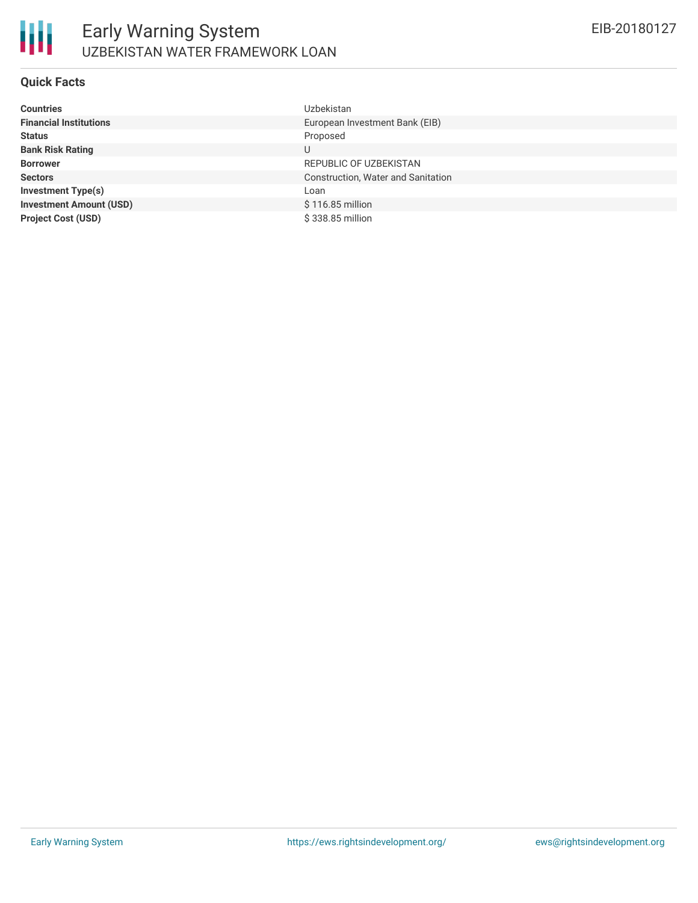# Early Warning System

## UZBEKISTAN WATER FRAMEWORK LOAN

EIB-20180127

### Quick Facts

| | |
|---|---|
| **Countries** | Uzbekistan |
| **Financial Institutions** | European Investment Bank (EIB) |
| **Status** | Proposed |
| **Bank Risk Rating** | U |
| **Borrower** | REPUBLIC OF UZBEKISTAN |
| **Sectors** | Construction, Water and Sanitation |
| **Investment Type(s)** | Loan |
| **Investment Amount (USD)** | $ 116.85 million |
| **Project Cost (USD)** | $ 338.85 million |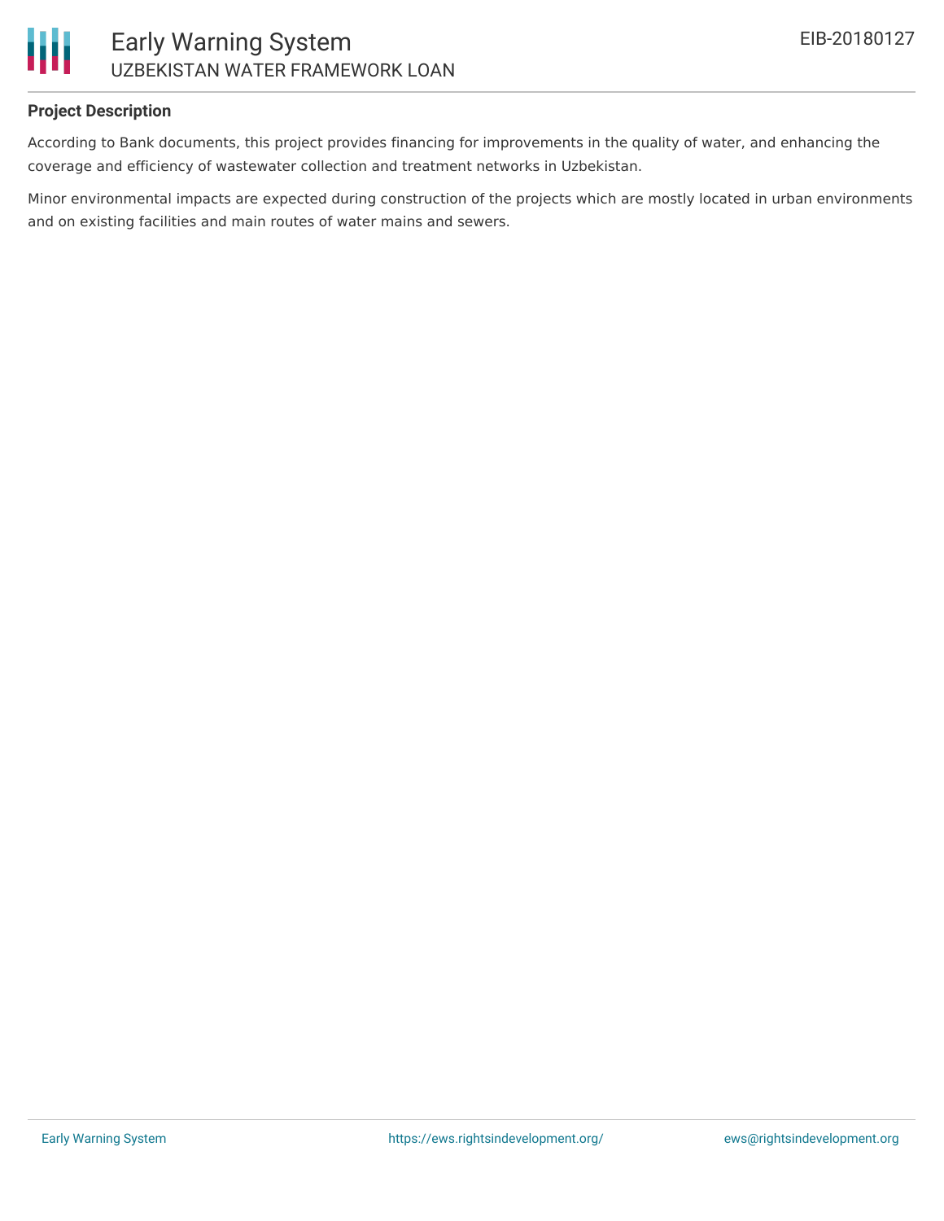## Project Description

According to Bank documents, this project provides financing for improvements in the quality of water, and enhancing the coverage and efficiency of wastewater collection and treatment networks in Uzbekistan.

Minor environmental impacts are expected during construction of the projects which are mostly located in urban environments and on existing facilities and main routes of water mains and sewers.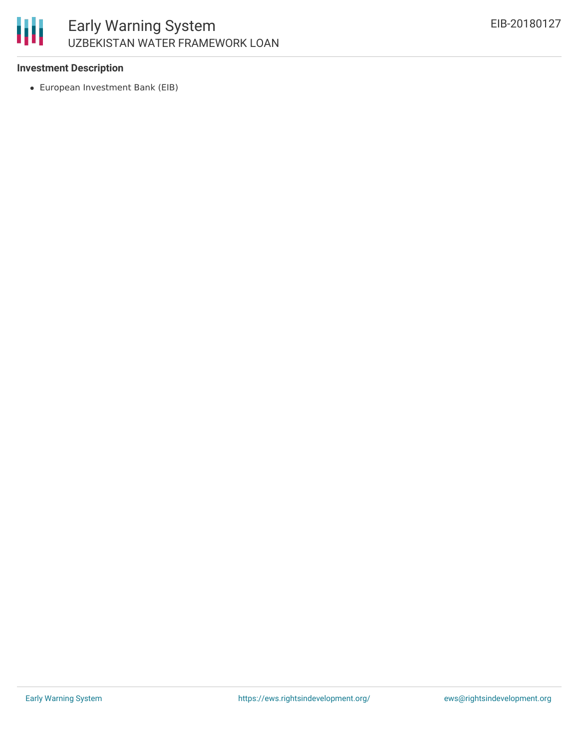**Investment Description**

- European Investment Bank (EIB)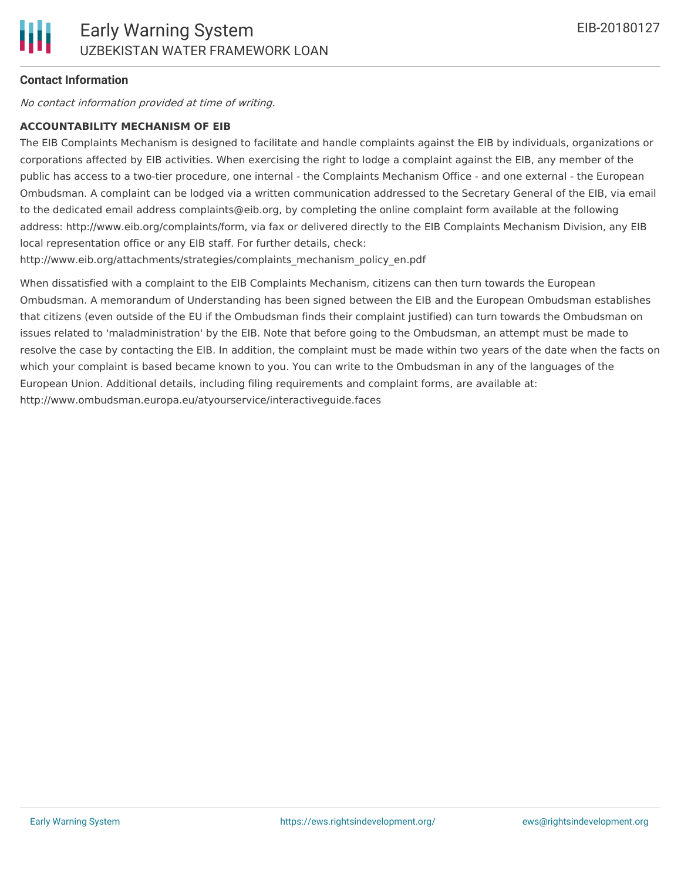### Contact Information

*No contact information provided at time of writing.*

**ACCOUNTABILITY MECHANISM OF EIB**

The EIB Complaints Mechanism is designed to facilitate and handle complaints against the EIB by individuals, organizations or corporations affected by EIB activities. When exercising the right to lodge a complaint against the EIB, any member of the public has access to a two-tier procedure, one internal - the Complaints Mechanism Office - and one external - the European Ombudsman. A complaint can be lodged via a written communication addressed to the Secretary General of the EIB, via email to the dedicated email address complaints@eib.org, by completing the online complaint form available at the following address: http://www.eib.org/complaints/form, via fax or delivered directly to the EIB Complaints Mechanism Division, any EIB local representation office or any EIB staff. For further details, check: http://www.eib.org/attachments/strategies/complaints_mechanism_policy_en.pdf

When dissatisfied with a complaint to the EIB Complaints Mechanism, citizens can then turn towards the European Ombudsman. A memorandum of Understanding has been signed between the EIB and the European Ombudsman establishes that citizens (even outside of the EU if the Ombudsman finds their complaint justified) can turn towards the Ombudsman on issues related to 'maladministration' by the EIB. Note that before going to the Ombudsman, an attempt must be made to resolve the case by contacting the EIB. In addition, the complaint must be made within two years of the date when the facts on which your complaint is based became known to you. You can write to the Ombudsman in any of the languages of the European Union. Additional details, including filing requirements and complaint forms, are available at: http://www.ombudsman.europa.eu/atyourservice/interactiveguide.faces